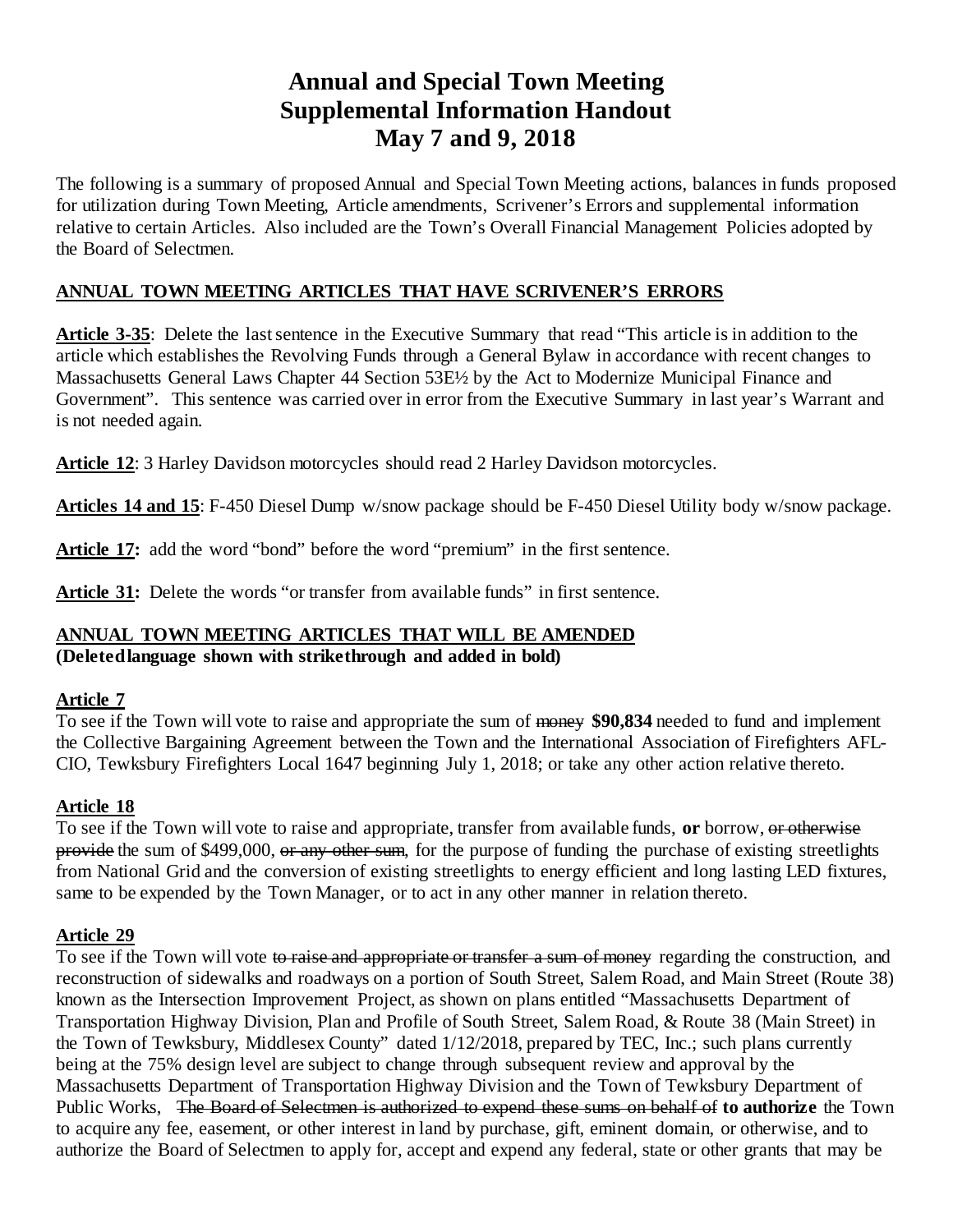# Annual and Special Town Meeting Supplemental Information Handout May 7 and 9, 2018

The following is a summary of proposed Annual and Special Town Meeting actions, balances in funds proposed for utilization during Town Meeting, Article amendments, Scrivener's Errors and supplemental information relative to certain Articles. Also included are the Town's Overall Financial Management Policies adopted by the Board of Selectmen.

## ANNUAL TOWN MEETING ARTICLES THAT HAVE SCRIVENER'S ERRORS

**Article 3-35**: Delete the last sentence in the Executive Summary that read "This article is in addition to the article which establishes the Revolving Funds through a General Bylaw in accordance with recent changes to Massachusetts General Laws Chapter 44 Section 53E½ by the Act to Modernize Municipal Finance and Government". This sentence was carried over in error from the Executive Summary in last year's Warrant and is not needed again.

**Article 12**: 3 Harley Davidson motorcycles should read 2 Harley Davidson motorcycles.

**Articles 14 and 15**: F-450 Diesel Dump w/snow package should be F-450 Diesel Utility body w/snow package.

**Article 17:** add the word "bond" before the word "premium" in the first sentence.

**Article 31:** Delete the words "or transfer from available funds" in first sentence.

## ANNUAL TOWN MEETING ARTICLES THAT WILL BE AMENDED
**(Deleted language shown with strikethrough and added in bold)**

### Article 7

To see if the Town will vote to raise and appropriate the sum of ~~money~~ **$90,834** needed to fund and implement the Collective Bargaining Agreement between the Town and the International Association of Firefighters AFL-CIO, Tewksbury Firefighters Local 1647 beginning July 1, 2018; or take any other action relative thereto.

### Article 18

To see if the Town will vote to raise and appropriate, transfer from available funds, **or** borrow, ~~or otherwise provide~~ the sum of $499,000, ~~or any other sum~~, for the purpose of funding the purchase of existing streetlights from National Grid and the conversion of existing streetlights to energy efficient and long lasting LED fixtures, same to be expended by the Town Manager, or to act in any other manner in relation thereto.

### Article 29

To see if the Town will vote ~~to raise and appropriate or transfer a sum of money~~ regarding the construction, and reconstruction of sidewalks and roadways on a portion of South Street, Salem Road, and Main Street (Route 38) known as the Intersection Improvement Project, as shown on plans entitled "Massachusetts Department of Transportation Highway Division, Plan and Profile of South Street, Salem Road, & Route 38 (Main Street) in the Town of Tewksbury, Middlesex County" dated 1/12/2018, prepared by TEC, Inc.; such plans currently being at the 75% design level are subject to change through subsequent review and approval by the Massachusetts Department of Transportation Highway Division and the Town of Tewksbury Department of Public Works, ~~The Board of Selectmen is authorized to expend these sums on behalf of~~ **to authorize** the Town to acquire any fee, easement, or other interest in land by purchase, gift, eminent domain, or otherwise, and to authorize the Board of Selectmen to apply for, accept and expend any federal, state or other grants that may be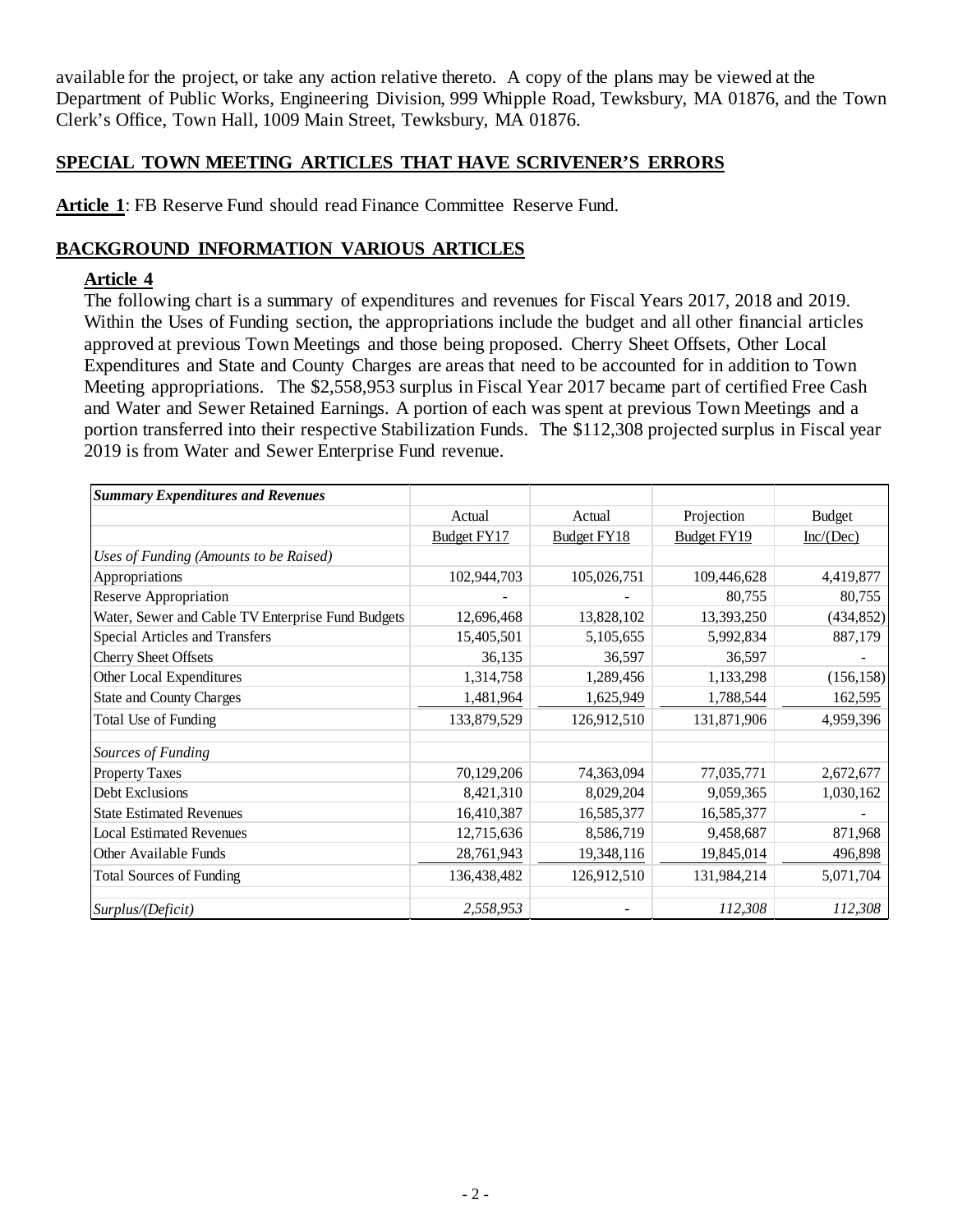available for the project, or take any action relative thereto. A copy of the plans may be viewed at the Department of Public Works, Engineering Division, 999 Whipple Road, Tewksbury, MA 01876, and the Town Clerk's Office, Town Hall, 1009 Main Street, Tewksbury, MA 01876.

## SPECIAL TOWN MEETING ARTICLES THAT HAVE SCRIVENER'S ERRORS

**Article 1**: FB Reserve Fund should read Finance Committee Reserve Fund.

## BACKGROUND INFORMATION VARIOUS ARTICLES

### Article 4

The following chart is a summary of expenditures and revenues for Fiscal Years 2017, 2018 and 2019. Within the Uses of Funding section, the appropriations include the budget and all other financial articles approved at previous Town Meetings and those being proposed. Cherry Sheet Offsets, Other Local Expenditures and State and County Charges are areas that need to be accounted for in addition to Town Meeting appropriations. The $2,558,953 surplus in Fiscal Year 2017 became part of certified Free Cash and Water and Sewer Retained Earnings. A portion of each was spent at previous Town Meetings and a portion transferred into their respective Stabilization Funds. The $112,308 projected surplus in Fiscal year 2019 is from Water and Sewer Enterprise Fund revenue.

| *Summary Expenditures and Revenues* | | | | |
|---|---|---|---|---|
| | Actual | Actual | Projection | Budget |
| | Budget FY17 | Budget FY18 | Budget FY19 | Inc/(Dec) |
| *Uses of Funding (Amounts to be Raised)* | | | | |
| Appropriations | 102,944,703 | 105,026,751 | 109,446,628 | 4,419,877 |
| Reserve Appropriation | - | - | 80,755 | 80,755 |
| Water, Sewer and Cable TV Enterprise Fund Budgets | 12,696,468 | 13,828,102 | 13,393,250 | (434,852) |
| Special Articles and Transfers | 15,405,501 | 5,105,655 | 5,992,834 | 887,179 |
| Cherry Sheet Offsets | 36,135 | 36,597 | 36,597 | - |
| Other Local Expenditures | 1,314,758 | 1,289,456 | 1,133,298 | (156,158) |
| State and County Charges | 1,481,964 | 1,625,949 | 1,788,544 | 162,595 |
| Total Use of Funding | 133,879,529 | 126,912,510 | 131,871,906 | 4,959,396 |
| *Sources of Funding* | | | | |
| Property Taxes | 70,129,206 | 74,363,094 | 77,035,771 | 2,672,677 |
| Debt Exclusions | 8,421,310 | 8,029,204 | 9,059,365 | 1,030,162 |
| State Estimated Revenues | 16,410,387 | 16,585,377 | 16,585,377 | - |
| Local Estimated Revenues | 12,715,636 | 8,586,719 | 9,458,687 | 871,968 |
| Other Available Funds | 28,761,943 | 19,348,116 | 19,845,014 | 496,898 |
| Total Sources of Funding | 136,438,482 | 126,912,510 | 131,984,214 | 5,071,704 |
| *Surplus/(Deficit)* | *2,558,953* | - | *112,308* | *112,308* |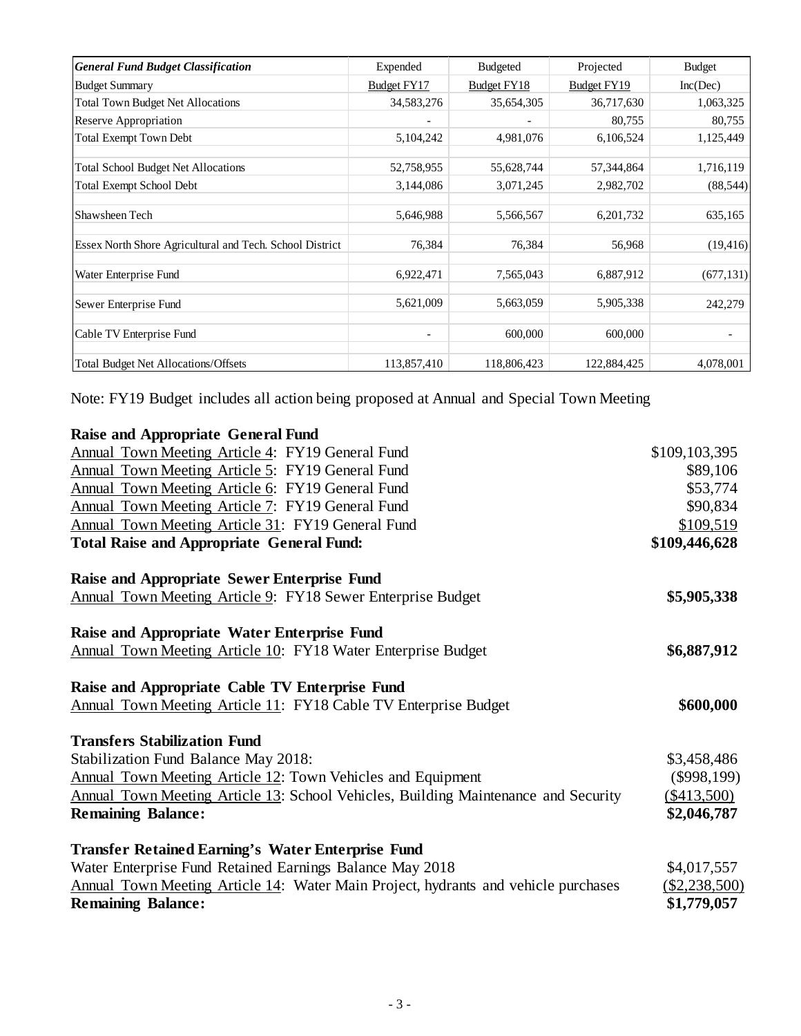| *General Fund Budget Classification* | Expended | Budgeted | Projected | Budget |
|---|---|---|---|---|
| Budget Summary | Budget FY17 | Budget FY18 | Budget FY19 | Inc(Dec) |
| Total Town Budget Net Allocations | 34,583,276 | 35,654,305 | 36,717,630 | 1,063,325 |
| Reserve Appropriation | - | - | 80,755 | 80,755 |
| Total Exempt Town Debt | 5,104,242 | 4,981,076 | 6,106,524 | 1,125,449 |
| Total School Budget Net Allocations | 52,758,955 | 55,628,744 | 57,344,864 | 1,716,119 |
| Total Exempt School Debt | 3,144,086 | 3,071,245 | 2,982,702 | (88,544) |
| Shawsheen Tech | 5,646,988 | 5,566,567 | 6,201,732 | 635,165 |
| Essex North Shore Agricultural and Tech. School District | 76,384 | 76,384 | 56,968 | (19,416) |
| Water Enterprise Fund | 6,922,471 | 7,565,043 | 6,887,912 | (677,131) |
| Sewer Enterprise Fund | 5,621,009 | 5,663,059 | 5,905,338 | 242,279 |
| Cable TV Enterprise Fund | - | 600,000 | 600,000 | - |
| Total Budget Net Allocations/Offsets | 113,857,410 | 118,806,423 | 122,884,425 | 4,078,001 |

Note: FY19 Budget includes all action being proposed at Annual and Special Town Meeting

**Raise and Appropriate General Fund**

| | |
|---|---|
| Annual Town Meeting Article 4: FY19 General Fund | $109,103,395 |
| Annual Town Meeting Article 5: FY19 General Fund | $89,106 |
| Annual Town Meeting Article 6: FY19 General Fund | $53,774 |
| Annual Town Meeting Article 7: FY19 General Fund | $90,834 |
| Annual Town Meeting Article 31: FY19 General Fund | $109,519 |
| **Total Raise and Appropriate General Fund:** | **$109,446,628** |

**Raise and Appropriate Sewer Enterprise Fund**

| | |
|---|---|
| Annual Town Meeting Article 9: FY18 Sewer Enterprise Budget | **$5,905,338** |

**Raise and Appropriate Water Enterprise Fund**

| | |
|---|---|
| Annual Town Meeting Article 10: FY18 Water Enterprise Budget | **$6,887,912** |

**Raise and Appropriate Cable TV Enterprise Fund**

| | |
|---|---|
| Annual Town Meeting Article 11: FY18 Cable TV Enterprise Budget | **$600,000** |

**Transfers Stabilization Fund**

| | |
|---|---|
| Stabilization Fund Balance May 2018: | $3,458,486 |
| Annual Town Meeting Article 12: Town Vehicles and Equipment | ($998,199) |
| Annual Town Meeting Article 13: School Vehicles, Building Maintenance and Security | ($413,500) |
| **Remaining Balance:** | **$2,046,787** |

**Transfer Retained Earning's Water Enterprise Fund**

| | |
|---|---|
| Water Enterprise Fund Retained Earnings Balance May 2018 | $4,017,557 |
| Annual Town Meeting Article 14: Water Main Project, hydrants and vehicle purchases | ($2,238,500) |
| **Remaining Balance:** | **$1,779,057** |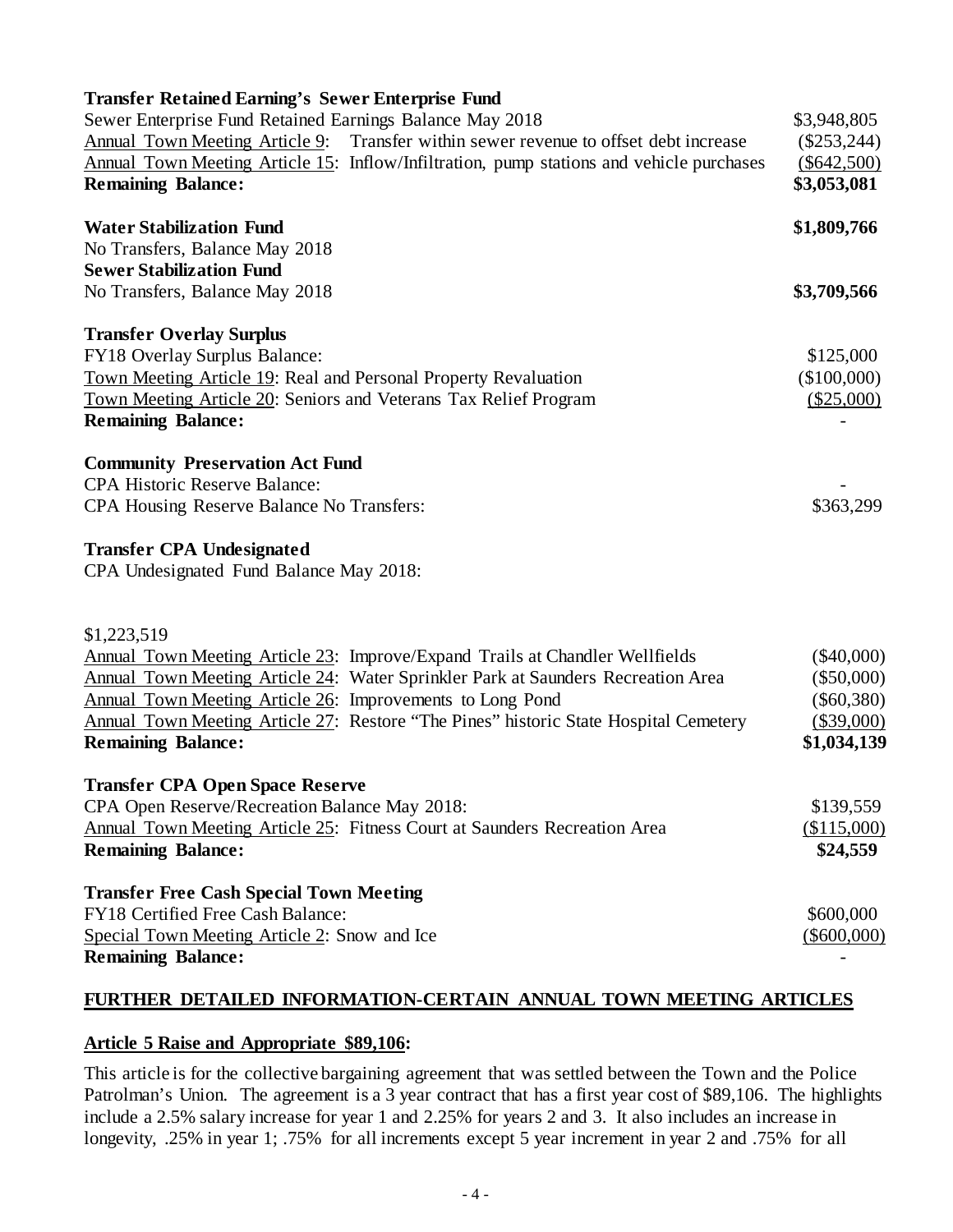**Transfer Retained Earning's Sewer Enterprise Fund**

| | |
|---|---|
| Sewer Enterprise Fund Retained Earnings Balance May 2018 | \$3,948,805 |
| Annual Town Meeting Article 9: Transfer within sewer revenue to offset debt increase | (\$253,244) |
| Annual Town Meeting Article 15: Inflow/Infiltration, pump stations and vehicle purchases | (\$642,500) |
| **Remaining Balance:** | **\$3,053,081** |

**Water Stabilization Fund** **\$1,809,766**
No Transfers, Balance May 2018

**Sewer Stabilization Fund**
No Transfers, Balance May 2018 **\$3,709,566**

**Transfer Overlay Surplus**

| | |
|---|---|
| FY18 Overlay Surplus Balance: | \$125,000 |
| Town Meeting Article 19: Real and Personal Property Revaluation | (\$100,000) |
| Town Meeting Article 20: Seniors and Veterans Tax Relief Program | (\$25,000) |
| **Remaining Balance:** | - |

**Community Preservation Act Fund**

| | |
|---|---|
| CPA Historic Reserve Balance: | - |
| CPA Housing Reserve Balance No Transfers: | \$363,299 |

**Transfer CPA Undesignated**

CPA Undesignated Fund Balance May 2018:

\$1,223,519

| | |
|---|---|
| Annual Town Meeting Article 23: Improve/Expand Trails at Chandler Wellfields | (\$40,000) |
| Annual Town Meeting Article 24: Water Sprinkler Park at Saunders Recreation Area | (\$50,000) |
| Annual Town Meeting Article 26: Improvements to Long Pond | (\$60,380) |
| Annual Town Meeting Article 27: Restore "The Pines" historic State Hospital Cemetery | (\$39,000) |
| **Remaining Balance:** | **\$1,034,139** |

**Transfer CPA Open Space Reserve**

| | |
|---|---|
| CPA Open Reserve/Recreation Balance May 2018: | \$139,559 |
| Annual Town Meeting Article 25: Fitness Court at Saunders Recreation Area | (\$115,000) |
| **Remaining Balance:** | **\$24,559** |

**Transfer Free Cash Special Town Meeting**

| | |
|---|---|
| FY18 Certified Free Cash Balance: | \$600,000 |
| Special Town Meeting Article 2: Snow and Ice | (\$600,000) |
| **Remaining Balance:** | - |

## FURTHER DETAILED INFORMATION-CERTAIN ANNUAL TOWN MEETING ARTICLES

### Article 5 Raise and Appropriate \$89,106:

This article is for the collective bargaining agreement that was settled between the Town and the Police Patrolman's Union. The agreement is a 3 year contract that has a first year cost of \$89,106. The highlights include a 2.5% salary increase for year 1 and 2.25% for years 2 and 3. It also includes an increase in longevity, .25% in year 1; .75% for all increments except 5 year increment in year 2 and .75% for all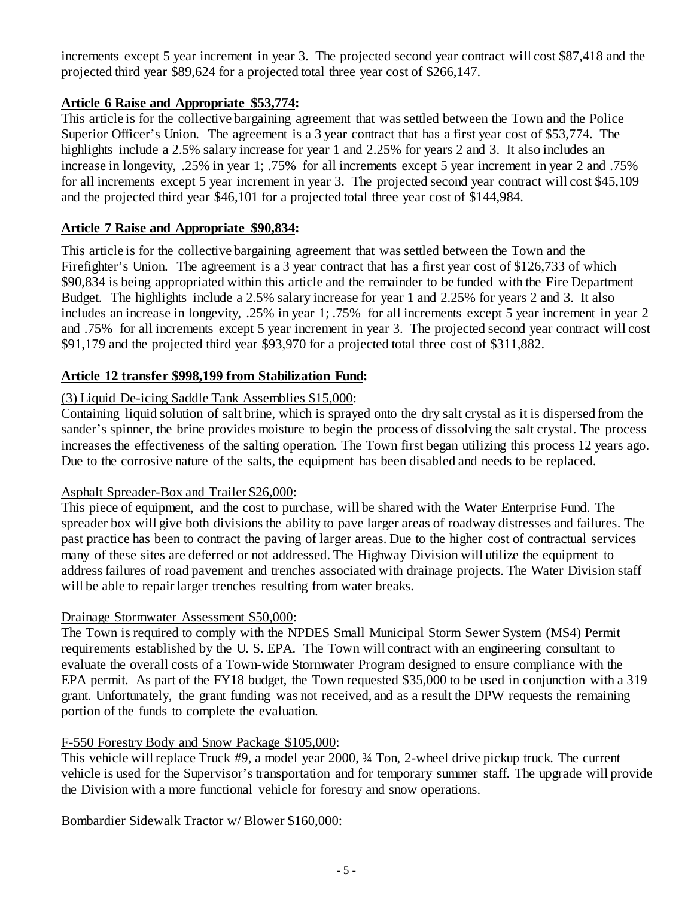increments except 5 year increment in year 3. The projected second year contract will cost $87,418 and the projected third year $89,624 for a projected total three year cost of $266,147.

**Article 6 Raise and Appropriate $53,774:**

This article is for the collective bargaining agreement that was settled between the Town and the Police Superior Officer's Union. The agreement is a 3 year contract that has a first year cost of $53,774. The highlights include a 2.5% salary increase for year 1 and 2.25% for years 2 and 3. It also includes an increase in longevity, .25% in year 1; .75% for all increments except 5 year increment in year 2 and .75% for all increments except 5 year increment in year 3. The projected second year contract will cost $45,109 and the projected third year $46,101 for a projected total three year cost of $144,984.

**Article 7 Raise and Appropriate $90,834:**

This article is for the collective bargaining agreement that was settled between the Town and the Firefighter's Union. The agreement is a 3 year contract that has a first year cost of $126,733 of which $90,834 is being appropriated within this article and the remainder to be funded with the Fire Department Budget. The highlights include a 2.5% salary increase for year 1 and 2.25% for years 2 and 3. It also includes an increase in longevity, .25% in year 1; .75% for all increments except 5 year increment in year 2 and .75% for all increments except 5 year increment in year 3. The projected second year contract will cost $91,179 and the projected third year $93,970 for a projected total three cost of $311,882.

**Article 12 transfer $998,199 from Stabilization Fund:**

(3) Liquid De-icing Saddle Tank Assemblies $15,000:

Containing liquid solution of salt brine, which is sprayed onto the dry salt crystal as it is dispersed from the sander's spinner, the brine provides moisture to begin the process of dissolving the salt crystal. The process increases the effectiveness of the salting operation. The Town first began utilizing this process 12 years ago. Due to the corrosive nature of the salts, the equipment has been disabled and needs to be replaced.

Asphalt Spreader-Box and Trailer $26,000:

This piece of equipment, and the cost to purchase, will be shared with the Water Enterprise Fund. The spreader box will give both divisions the ability to pave larger areas of roadway distresses and failures. The past practice has been to contract the paving of larger areas. Due to the higher cost of contractual services many of these sites are deferred or not addressed. The Highway Division will utilize the equipment to address failures of road pavement and trenches associated with drainage projects. The Water Division staff will be able to repair larger trenches resulting from water breaks.

Drainage Stormwater Assessment $50,000:

The Town is required to comply with the NPDES Small Municipal Storm Sewer System (MS4) Permit requirements established by the U. S. EPA. The Town will contract with an engineering consultant to evaluate the overall costs of a Town-wide Stormwater Program designed to ensure compliance with the EPA permit. As part of the FY18 budget, the Town requested $35,000 to be used in conjunction with a 319 grant. Unfortunately, the grant funding was not received, and as a result the DPW requests the remaining portion of the funds to complete the evaluation.

F-550 Forestry Body and Snow Package $105,000:

This vehicle will replace Truck #9, a model year 2000, ¾ Ton, 2-wheel drive pickup truck. The current vehicle is used for the Supervisor's transportation and for temporary summer staff. The upgrade will provide the Division with a more functional vehicle for forestry and snow operations.

Bombardier Sidewalk Tractor w/ Blower $160,000: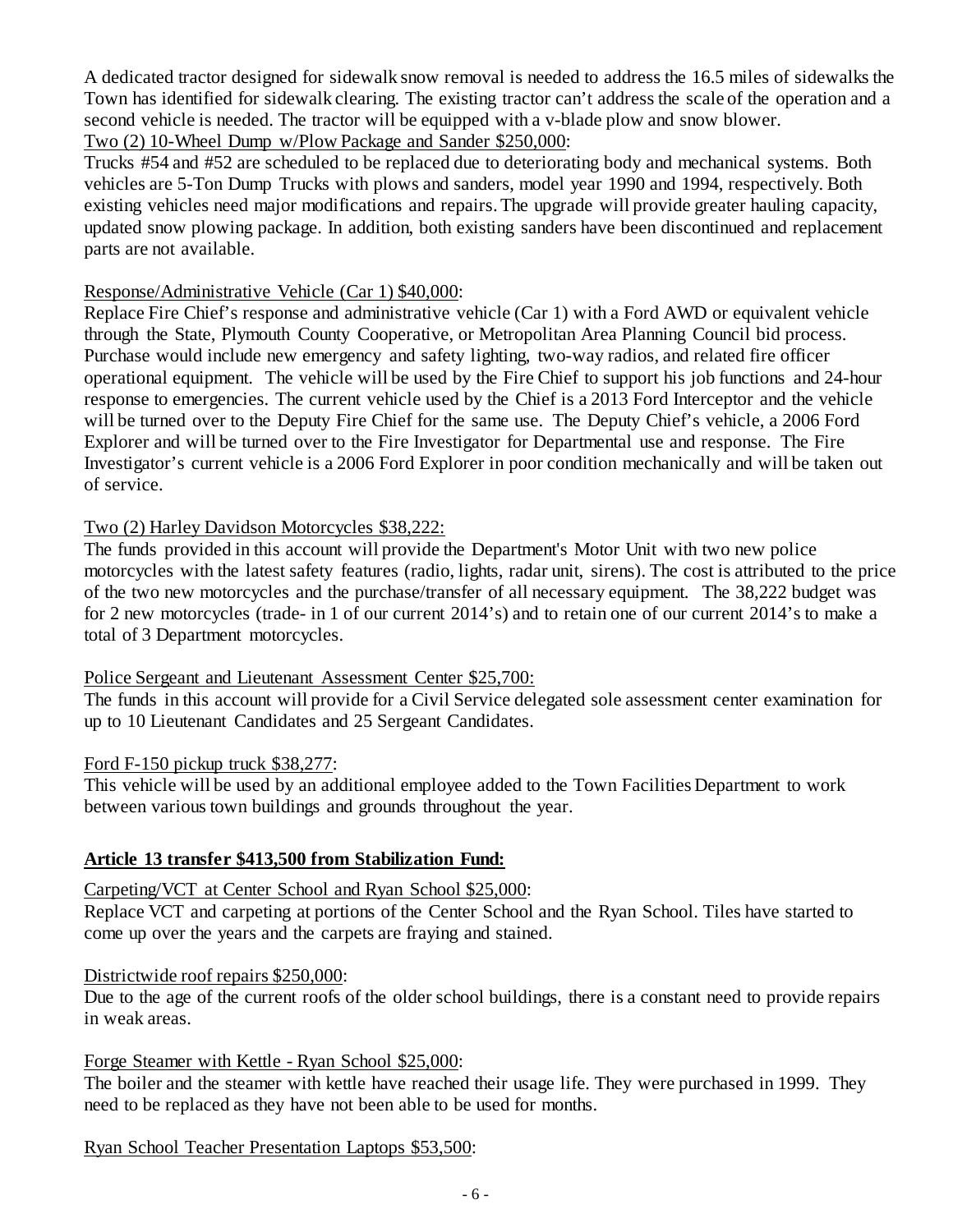A dedicated tractor designed for sidewalk snow removal is needed to address the 16.5 miles of sidewalks the Town has identified for sidewalk clearing. The existing tractor can't address the scale of the operation and a second vehicle is needed. The tractor will be equipped with a v-blade plow and snow blower.

Two (2) 10-Wheel Dump w/Plow Package and Sander $250,000:

Trucks #54 and #52 are scheduled to be replaced due to deteriorating body and mechanical systems. Both vehicles are 5-Ton Dump Trucks with plows and sanders, model year 1990 and 1994, respectively. Both existing vehicles need major modifications and repairs. The upgrade will provide greater hauling capacity, updated snow plowing package. In addition, both existing sanders have been discontinued and replacement parts are not available.

Response/Administrative Vehicle (Car 1) $40,000:

Replace Fire Chief's response and administrative vehicle (Car 1) with a Ford AWD or equivalent vehicle through the State, Plymouth County Cooperative, or Metropolitan Area Planning Council bid process. Purchase would include new emergency and safety lighting, two-way radios, and related fire officer operational equipment. The vehicle will be used by the Fire Chief to support his job functions and 24-hour response to emergencies. The current vehicle used by the Chief is a 2013 Ford Interceptor and the vehicle will be turned over to the Deputy Fire Chief for the same use. The Deputy Chief's vehicle, a 2006 Ford Explorer and will be turned over to the Fire Investigator for Departmental use and response. The Fire Investigator's current vehicle is a 2006 Ford Explorer in poor condition mechanically and will be taken out of service.

Two (2) Harley Davidson Motorcycles $38,222:

The funds provided in this account will provide the Department's Motor Unit with two new police motorcycles with the latest safety features (radio, lights, radar unit, sirens). The cost is attributed to the price of the two new motorcycles and the purchase/transfer of all necessary equipment. The 38,222 budget was for 2 new motorcycles (trade- in 1 of our current 2014's) and to retain one of our current 2014's to make a total of 3 Department motorcycles.

Police Sergeant and Lieutenant Assessment Center $25,700:

The funds in this account will provide for a Civil Service delegated sole assessment center examination for up to 10 Lieutenant Candidates and 25 Sergeant Candidates.

Ford F-150 pickup truck $38,277:

This vehicle will be used by an additional employee added to the Town Facilities Department to work between various town buildings and grounds throughout the year.

**Article 13 transfer $413,500 from Stabilization Fund:**

Carpeting/VCT at Center School and Ryan School $25,000:

Replace VCT and carpeting at portions of the Center School and the Ryan School. Tiles have started to come up over the years and the carpets are fraying and stained.

Districtwide roof repairs $250,000:

Due to the age of the current roofs of the older school buildings, there is a constant need to provide repairs in weak areas.

Forge Steamer with Kettle - Ryan School $25,000:

The boiler and the steamer with kettle have reached their usage life. They were purchased in 1999. They need to be replaced as they have not been able to be used for months.

Ryan School Teacher Presentation Laptops $53,500: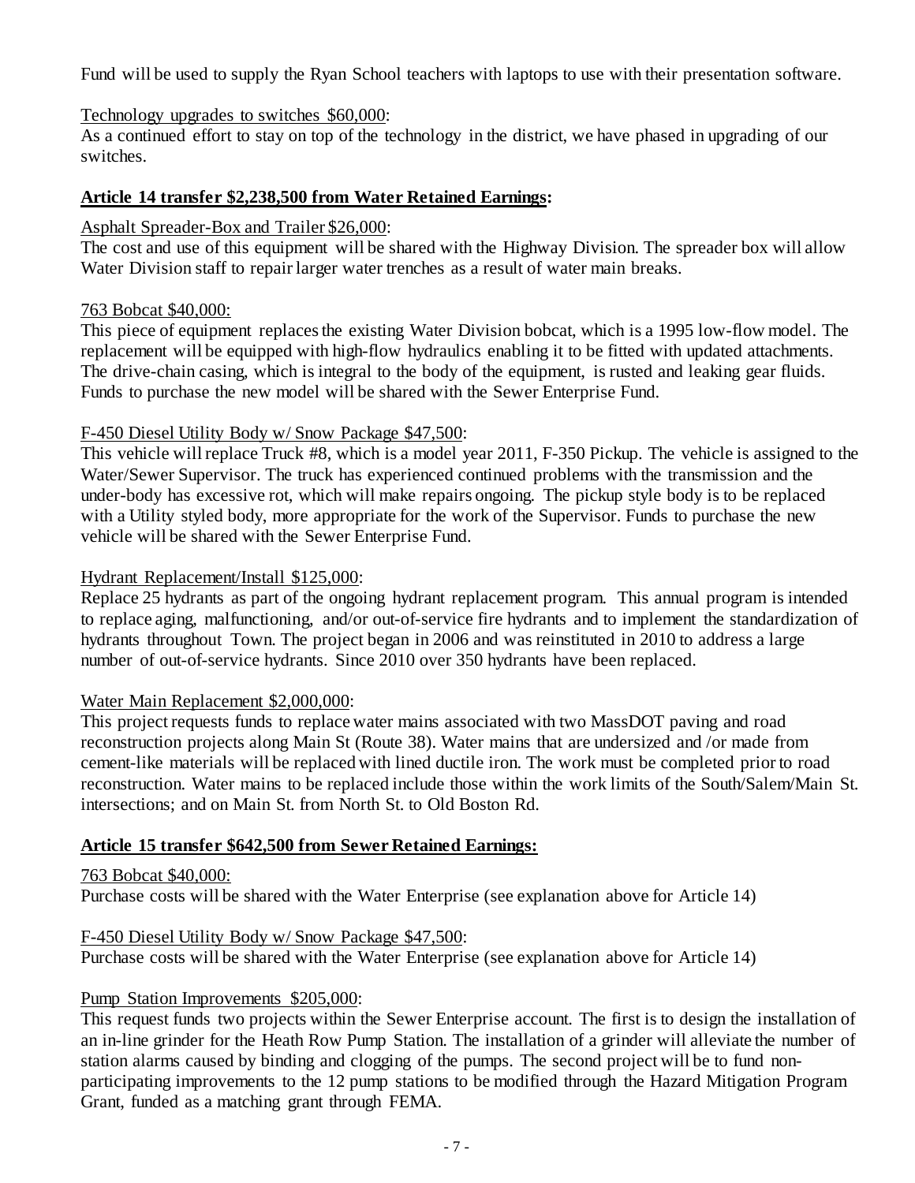Fund will be used to supply the Ryan School teachers with laptops to use with their presentation software.

Technology upgrades to switches $60,000:

As a continued effort to stay on top of the technology in the district, we have phased in upgrading of our switches.

**Article 14 transfer $2,238,500 from Water Retained Earnings:**

Asphalt Spreader-Box and Trailer $26,000:

The cost and use of this equipment will be shared with the Highway Division. The spreader box will allow Water Division staff to repair larger water trenches as a result of water main breaks.

763 Bobcat $40,000:

This piece of equipment replaces the existing Water Division bobcat, which is a 1995 low-flow model. The replacement will be equipped with high-flow hydraulics enabling it to be fitted with updated attachments. The drive-chain casing, which is integral to the body of the equipment, is rusted and leaking gear fluids. Funds to purchase the new model will be shared with the Sewer Enterprise Fund.

F-450 Diesel Utility Body w/ Snow Package $47,500:

This vehicle will replace Truck #8, which is a model year 2011, F-350 Pickup. The vehicle is assigned to the Water/Sewer Supervisor. The truck has experienced continued problems with the transmission and the under-body has excessive rot, which will make repairs ongoing. The pickup style body is to be replaced with a Utility styled body, more appropriate for the work of the Supervisor. Funds to purchase the new vehicle will be shared with the Sewer Enterprise Fund.

Hydrant Replacement/Install $125,000:

Replace 25 hydrants as part of the ongoing hydrant replacement program. This annual program is intended to replace aging, malfunctioning, and/or out-of-service fire hydrants and to implement the standardization of hydrants throughout Town. The project began in 2006 and was reinstituted in 2010 to address a large number of out-of-service hydrants. Since 2010 over 350 hydrants have been replaced.

Water Main Replacement $2,000,000:

This project requests funds to replace water mains associated with two MassDOT paving and road reconstruction projects along Main St (Route 38). Water mains that are undersized and /or made from cement-like materials will be replaced with lined ductile iron. The work must be completed prior to road reconstruction. Water mains to be replaced include those within the work limits of the South/Salem/Main St. intersections; and on Main St. from North St. to Old Boston Rd.

**Article 15 transfer $642,500 from Sewer Retained Earnings:**

763 Bobcat $40,000:

Purchase costs will be shared with the Water Enterprise (see explanation above for Article 14)

F-450 Diesel Utility Body w/ Snow Package $47,500:

Purchase costs will be shared with the Water Enterprise (see explanation above for Article 14)

Pump Station Improvements $205,000:

This request funds two projects within the Sewer Enterprise account. The first is to design the installation of an in-line grinder for the Heath Row Pump Station. The installation of a grinder will alleviate the number of station alarms caused by binding and clogging of the pumps. The second project will be to fund non-participating improvements to the 12 pump stations to be modified through the Hazard Mitigation Program Grant, funded as a matching grant through FEMA.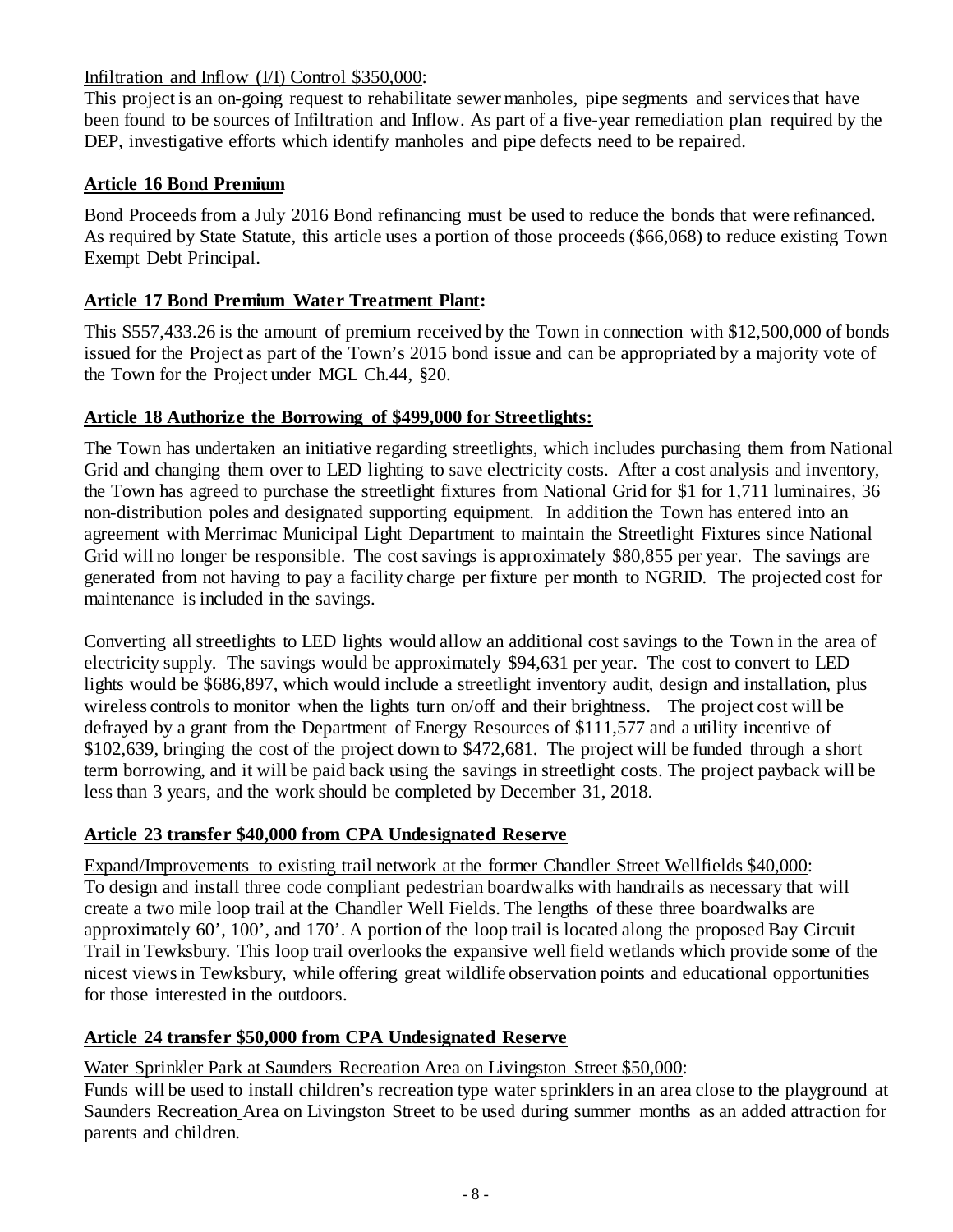Infiltration and Inflow (I/I) Control $350,000:
This project is an on-going request to rehabilitate sewer manholes, pipe segments and services that have been found to be sources of Infiltration and Inflow. As part of a five-year remediation plan required by the DEP, investigative efforts which identify manholes and pipe defects need to be repaired.

**Article 16 Bond Premium**

Bond Proceeds from a July 2016 Bond refinancing must be used to reduce the bonds that were refinanced. As required by State Statute, this article uses a portion of those proceeds ($66,068) to reduce existing Town Exempt Debt Principal.

**Article 17 Bond Premium Water Treatment Plant:**

This $557,433.26 is the amount of premium received by the Town in connection with $12,500,000 of bonds issued for the Project as part of the Town's 2015 bond issue and can be appropriated by a majority vote of the Town for the Project under MGL Ch.44, §20.

**Article 18 Authorize the Borrowing of $499,000 for Streetlights:**

The Town has undertaken an initiative regarding streetlights, which includes purchasing them from National Grid and changing them over to LED lighting to save electricity costs. After a cost analysis and inventory, the Town has agreed to purchase the streetlight fixtures from National Grid for $1 for 1,711 luminaires, 36 non-distribution poles and designated supporting equipment. In addition the Town has entered into an agreement with Merrimac Municipal Light Department to maintain the Streetlight Fixtures since National Grid will no longer be responsible. The cost savings is approximately $80,855 per year. The savings are generated from not having to pay a facility charge per fixture per month to NGRID. The projected cost for maintenance is included in the savings.

Converting all streetlights to LED lights would allow an additional cost savings to the Town in the area of electricity supply. The savings would be approximately $94,631 per year. The cost to convert to LED lights would be $686,897, which would include a streetlight inventory audit, design and installation, plus wireless controls to monitor when the lights turn on/off and their brightness. The project cost will be defrayed by a grant from the Department of Energy Resources of $111,577 and a utility incentive of $102,639, bringing the cost of the project down to $472,681. The project will be funded through a short term borrowing, and it will be paid back using the savings in streetlight costs. The project payback will be less than 3 years, and the work should be completed by December 31, 2018.

**Article 23 transfer $40,000 from CPA Undesignated Reserve**

Expand/Improvements to existing trail network at the former Chandler Street Wellfields $40,000:
To design and install three code compliant pedestrian boardwalks with handrails as necessary that will create a two mile loop trail at the Chandler Well Fields. The lengths of these three boardwalks are approximately 60', 100', and 170'. A portion of the loop trail is located along the proposed Bay Circuit Trail in Tewksbury. This loop trail overlooks the expansive well field wetlands which provide some of the nicest views in Tewksbury, while offering great wildlife observation points and educational opportunities for those interested in the outdoors.

**Article 24 transfer $50,000 from CPA Undesignated Reserve**

Water Sprinkler Park at Saunders Recreation Area on Livingston Street $50,000:
Funds will be used to install children's recreation type water sprinklers in an area close to the playground at Saunders Recreation Area on Livingston Street to be used during summer months as an added attraction for parents and children.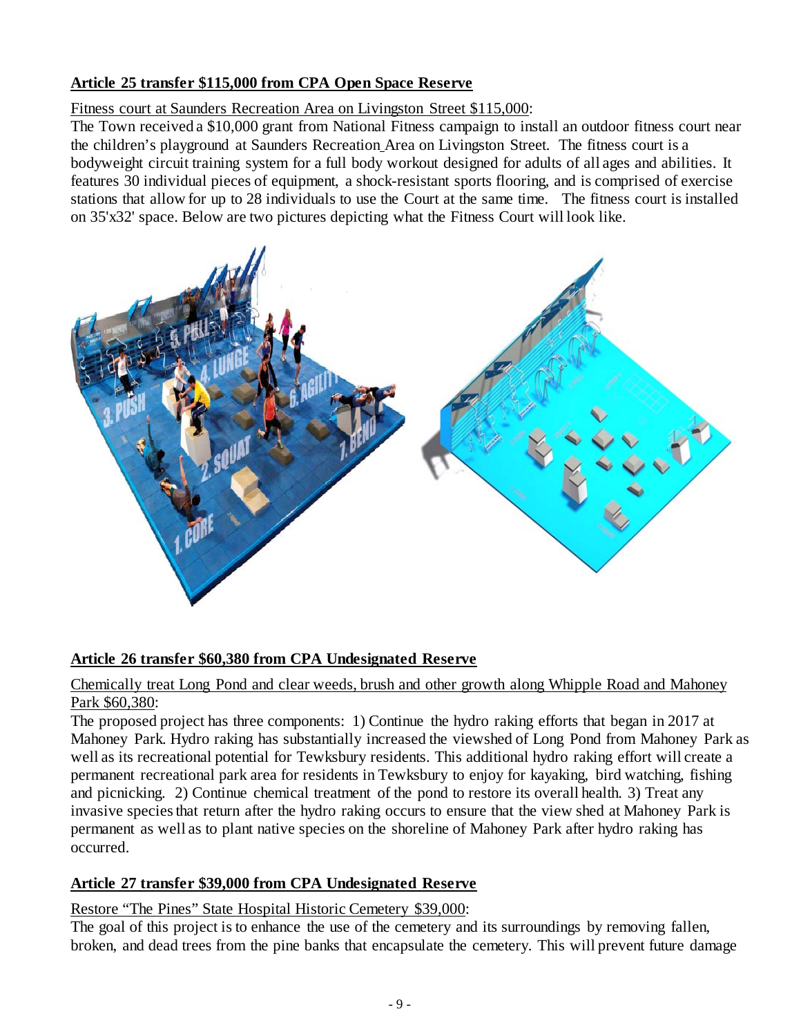**Article 25 transfer $115,000 from CPA Open Space Reserve**

Fitness court at Saunders Recreation Area on Livingston Street $115,000:

The Town received a $10,000 grant from National Fitness campaign to install an outdoor fitness court near the children's playground at Saunders Recreation Area on Livingston Street. The fitness court is a bodyweight circuit training system for a full body workout designed for adults of all ages and abilities. It features 30 individual pieces of equipment, a shock-resistant sports flooring, and is comprised of exercise stations that allow for up to 28 individuals to use the Court at the same time. The fitness court is installed on 35'x32' space. Below are two pictures depicting what the Fitness Court will look like.

**Article 26 transfer $60,380 from CPA Undesignated Reserve**

Chemically treat Long Pond and clear weeds, brush and other growth along Whipple Road and Mahoney Park $60,380:

The proposed project has three components: 1) Continue the hydro raking efforts that began in 2017 at Mahoney Park. Hydro raking has substantially increased the viewshed of Long Pond from Mahoney Park as well as its recreational potential for Tewksbury residents. This additional hydro raking effort will create a permanent recreational park area for residents in Tewksbury to enjoy for kayaking, bird watching, fishing and picnicking. 2) Continue chemical treatment of the pond to restore its overall health. 3) Treat any invasive species that return after the hydro raking occurs to ensure that the view shed at Mahoney Park is permanent as well as to plant native species on the shoreline of Mahoney Park after hydro raking has occurred.

**Article 27 transfer $39,000 from CPA Undesignated Reserve**

Restore "The Pines" State Hospital Historic Cemetery $39,000:

The goal of this project is to enhance the use of the cemetery and its surroundings by removing fallen, broken, and dead trees from the pine banks that encapsulate the cemetery. This will prevent future damage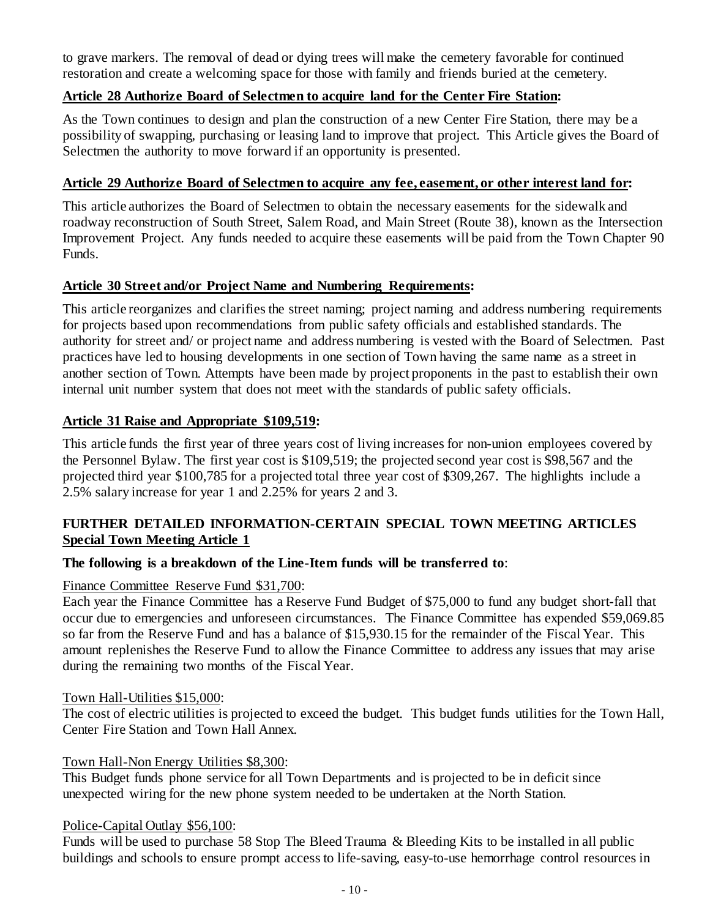to grave markers. The removal of dead or dying trees will make the cemetery favorable for continued restoration and create a welcoming space for those with family and friends buried at the cemetery.

**Article 28 Authorize Board of Selectmen to acquire land for the Center Fire Station:**

As the Town continues to design and plan the construction of a new Center Fire Station, there may be a possibility of swapping, purchasing or leasing land to improve that project. This Article gives the Board of Selectmen the authority to move forward if an opportunity is presented.

**Article 29 Authorize Board of Selectmen to acquire any fee, easement, or other interest land for:**

This article authorizes the Board of Selectmen to obtain the necessary easements for the sidewalk and roadway reconstruction of South Street, Salem Road, and Main Street (Route 38), known as the Intersection Improvement Project. Any funds needed to acquire these easements will be paid from the Town Chapter 90 Funds.

**Article 30 Street and/or Project Name and Numbering Requirements:**

This article reorganizes and clarifies the street naming; project naming and address numbering requirements for projects based upon recommendations from public safety officials and established standards. The authority for street and/ or project name and address numbering is vested with the Board of Selectmen. Past practices have led to housing developments in one section of Town having the same name as a street in another section of Town. Attempts have been made by project proponents in the past to establish their own internal unit number system that does not meet with the standards of public safety officials.

**Article 31 Raise and Appropriate $109,519:**

This article funds the first year of three years cost of living increases for non-union employees covered by the Personnel Bylaw. The first year cost is $109,519; the projected second year cost is $98,567 and the projected third year $100,785 for a projected total three year cost of $309,267. The highlights include a 2.5% salary increase for year 1 and 2.25% for years 2 and 3.

**FURTHER DETAILED INFORMATION-CERTAIN SPECIAL TOWN MEETING ARTICLES**
**Special Town Meeting Article 1**

**The following is a breakdown of the Line-Item funds will be transferred to**:

Finance Committee Reserve Fund $31,700:
Each year the Finance Committee has a Reserve Fund Budget of $75,000 to fund any budget short-fall that occur due to emergencies and unforeseen circumstances. The Finance Committee has expended $59,069.85 so far from the Reserve Fund and has a balance of $15,930.15 for the remainder of the Fiscal Year. This amount replenishes the Reserve Fund to allow the Finance Committee to address any issues that may arise during the remaining two months of the Fiscal Year.

Town Hall-Utilities $15,000:
The cost of electric utilities is projected to exceed the budget. This budget funds utilities for the Town Hall, Center Fire Station and Town Hall Annex.

Town Hall-Non Energy Utilities $8,300:
This Budget funds phone service for all Town Departments and is projected to be in deficit since unexpected wiring for the new phone system needed to be undertaken at the North Station.

Police-Capital Outlay $56,100:
Funds will be used to purchase 58 Stop The Bleed Trauma & Bleeding Kits to be installed in all public buildings and schools to ensure prompt access to life-saving, easy-to-use hemorrhage control resources in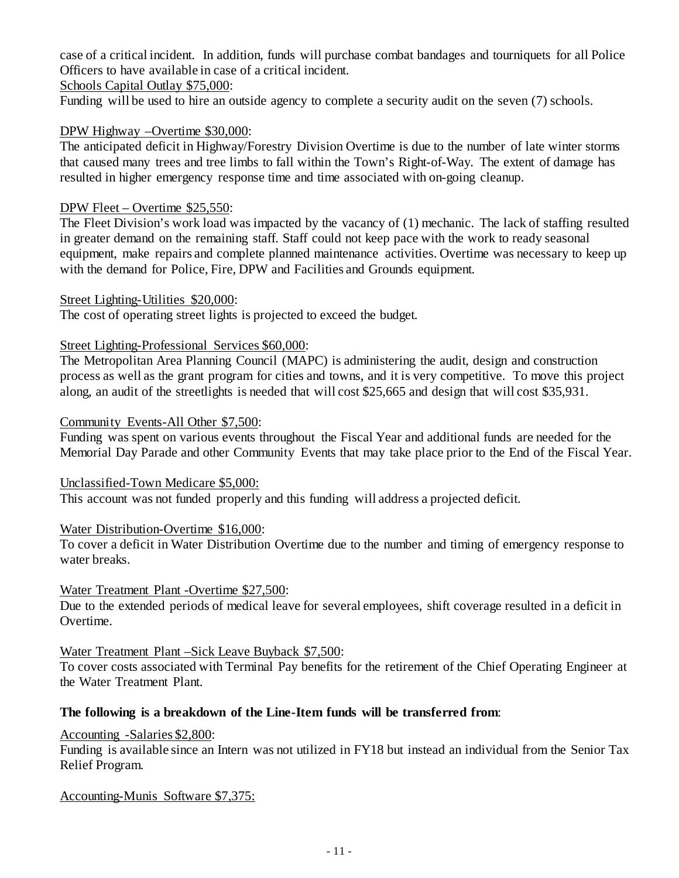case of a critical incident. In addition, funds will purchase combat bandages and tourniquets for all Police Officers to have available in case of a critical incident.

Schools Capital Outlay $75,000:

Funding will be used to hire an outside agency to complete a security audit on the seven (7) schools.

DPW Highway –Overtime $30,000:

The anticipated deficit in Highway/Forestry Division Overtime is due to the number of late winter storms that caused many trees and tree limbs to fall within the Town's Right-of-Way. The extent of damage has resulted in higher emergency response time and time associated with on-going cleanup.

DPW Fleet – Overtime $25,550:

The Fleet Division's work load was impacted by the vacancy of (1) mechanic. The lack of staffing resulted in greater demand on the remaining staff. Staff could not keep pace with the work to ready seasonal equipment, make repairs and complete planned maintenance activities. Overtime was necessary to keep up with the demand for Police, Fire, DPW and Facilities and Grounds equipment.

Street Lighting-Utilities $20,000:

The cost of operating street lights is projected to exceed the budget.

Street Lighting-Professional Services $60,000:

The Metropolitan Area Planning Council (MAPC) is administering the audit, design and construction process as well as the grant program for cities and towns, and it is very competitive. To move this project along, an audit of the streetlights is needed that will cost $25,665 and design that will cost $35,931.

Community Events-All Other $7,500:

Funding was spent on various events throughout the Fiscal Year and additional funds are needed for the Memorial Day Parade and other Community Events that may take place prior to the End of the Fiscal Year.

Unclassified-Town Medicare $5,000:

This account was not funded properly and this funding will address a projected deficit.

Water Distribution-Overtime $16,000:

To cover a deficit in Water Distribution Overtime due to the number and timing of emergency response to water breaks.

Water Treatment Plant -Overtime $27,500:

Due to the extended periods of medical leave for several employees, shift coverage resulted in a deficit in Overtime.

Water Treatment Plant –Sick Leave Buyback $7,500:

To cover costs associated with Terminal Pay benefits for the retirement of the Chief Operating Engineer at the Water Treatment Plant.

**The following is a breakdown of the Line-Item funds will be transferred from**:

Accounting -Salaries $2,800:

Funding is available since an Intern was not utilized in FY18 but instead an individual from the Senior Tax Relief Program.

Accounting-Munis Software $7,375: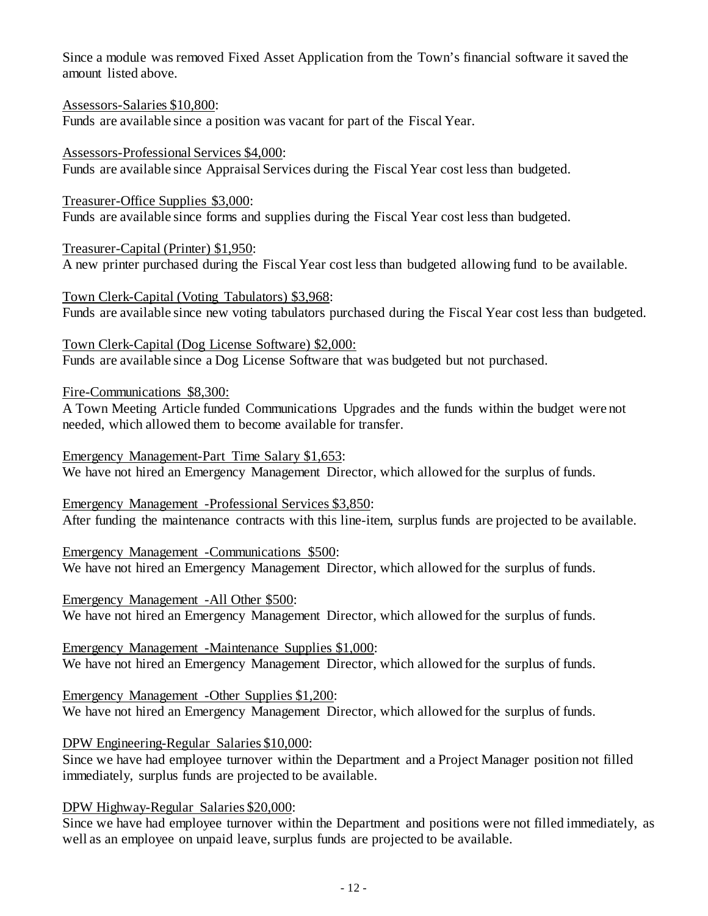Since a module was removed Fixed Asset Application from the Town's financial software it saved the amount listed above.

<u>Assessors-Salaries $10,800</u>:
Funds are available since a position was vacant for part of the Fiscal Year.

<u>Assessors-Professional Services $4,000</u>:
Funds are available since Appraisal Services during the Fiscal Year cost less than budgeted.

<u>Treasurer-Office Supplies $3,000</u>:
Funds are available since forms and supplies during the Fiscal Year cost less than budgeted.

<u>Treasurer-Capital (Printer) $1,950</u>:
A new printer purchased during the Fiscal Year cost less than budgeted allowing fund to be available.

<u>Town Clerk-Capital (Voting Tabulators) $3,968</u>:
Funds are available since new voting tabulators purchased during the Fiscal Year cost less than budgeted.

<u>Town Clerk-Capital (Dog License Software) $2,000:</u>
Funds are available since a Dog License Software that was budgeted but not purchased.

<u>Fire-Communications $8,300:</u>
A Town Meeting Article funded Communications Upgrades and the funds within the budget were not needed, which allowed them to become available for transfer.

<u>Emergency Management-Part Time Salary $1,653</u>:
We have not hired an Emergency Management Director, which allowed for the surplus of funds.

<u>Emergency Management -Professional Services $3,850</u>:
After funding the maintenance contracts with this line-item, surplus funds are projected to be available.

<u>Emergency Management -Communications $500</u>:
We have not hired an Emergency Management Director, which allowed for the surplus of funds.

<u>Emergency Management -All Other $500</u>:
We have not hired an Emergency Management Director, which allowed for the surplus of funds.

<u>Emergency Management -Maintenance Supplies $1,000</u>:
We have not hired an Emergency Management Director, which allowed for the surplus of funds.

<u>Emergency Management -Other Supplies $1,200</u>:
We have not hired an Emergency Management Director, which allowed for the surplus of funds.

<u>DPW Engineering-Regular Salaries $10,000</u>:
Since we have had employee turnover within the Department and a Project Manager position not filled immediately, surplus funds are projected to be available.

<u>DPW Highway-Regular Salaries $20,000</u>:
Since we have had employee turnover within the Department and positions were not filled immediately, as well as an employee on unpaid leave, surplus funds are projected to be available.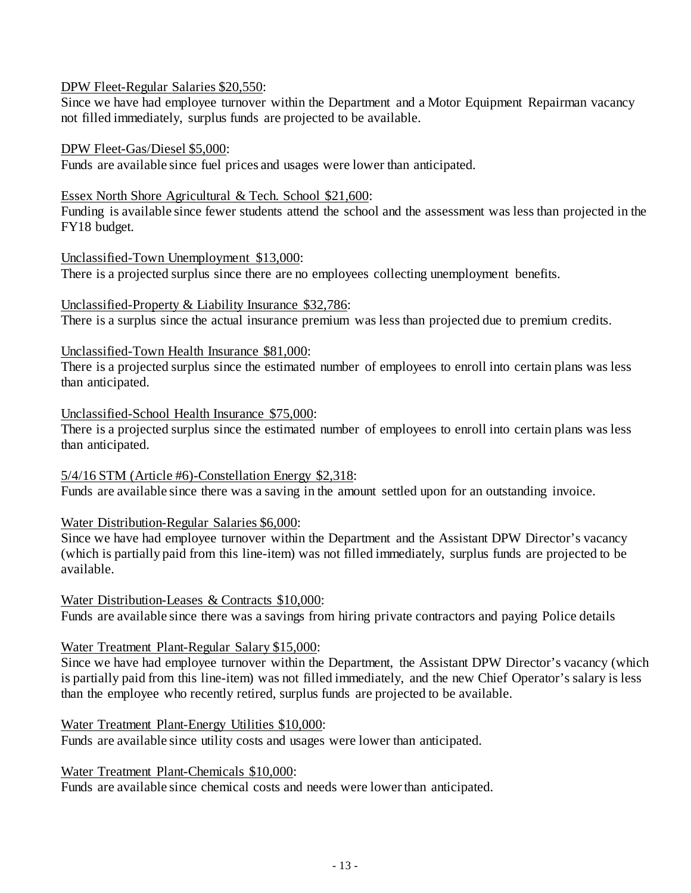<u>DPW Fleet-Regular Salaries $20,550</u>:
Since we have had employee turnover within the Department and a Motor Equipment Repairman vacancy not filled immediately, surplus funds are projected to be available.

<u>DPW Fleet-Gas/Diesel $5,000</u>:
Funds are available since fuel prices and usages were lower than anticipated.

<u>Essex North Shore Agricultural & Tech. School $21,600</u>:
Funding is available since fewer students attend the school and the assessment was less than projected in the FY18 budget.

<u>Unclassified-Town Unemployment $13,000</u>:
There is a projected surplus since there are no employees collecting unemployment benefits.

<u>Unclassified-Property & Liability Insurance $32,786</u>:
There is a surplus since the actual insurance premium was less than projected due to premium credits.

<u>Unclassified-Town Health Insurance $81,000</u>:
There is a projected surplus since the estimated number of employees to enroll into certain plans was less than anticipated.

<u>Unclassified-School Health Insurance $75,000</u>:
There is a projected surplus since the estimated number of employees to enroll into certain plans was less than anticipated.

<u>5/4/16 STM (Article #6)-Constellation Energy $2,318</u>:
Funds are available since there was a saving in the amount settled upon for an outstanding invoice.

<u>Water Distribution-Regular Salaries $6,000</u>:
Since we have had employee turnover within the Department and the Assistant DPW Director's vacancy (which is partially paid from this line-item) was not filled immediately, surplus funds are projected to be available.

<u>Water Distribution-Leases & Contracts $10,000</u>:
Funds are available since there was a savings from hiring private contractors and paying Police details

<u>Water Treatment Plant-Regular Salary $15,000</u>:
Since we have had employee turnover within the Department, the Assistant DPW Director's vacancy (which is partially paid from this line-item) was not filled immediately, and the new Chief Operator's salary is less than the employee who recently retired, surplus funds are projected to be available.

<u>Water Treatment Plant-Energy Utilities $10,000</u>:
Funds are available since utility costs and usages were lower than anticipated.

<u>Water Treatment Plant-Chemicals $10,000</u>:
Funds are available since chemical costs and needs were lower than anticipated.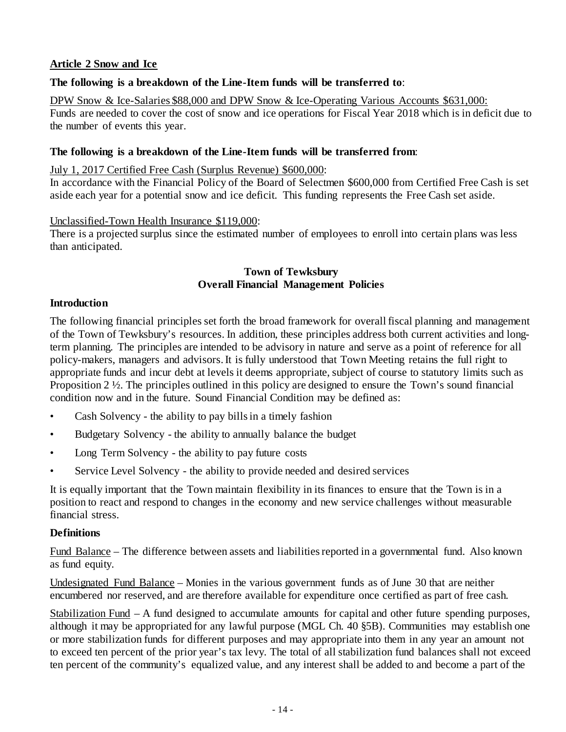**Article 2 Snow and Ice**

**The following is a breakdown of the Line-Item funds will be transferred to**:

DPW Snow & Ice-Salaries $88,000 and DPW Snow & Ice-Operating Various Accounts $631,000:
Funds are needed to cover the cost of snow and ice operations for Fiscal Year 2018 which is in deficit due to the number of events this year.

**The following is a breakdown of the Line-Item funds will be transferred from**:

July 1, 2017 Certified Free Cash (Surplus Revenue) $600,000:
In accordance with the Financial Policy of the Board of Selectmen $600,000 from Certified Free Cash is set aside each year for a potential snow and ice deficit. This funding represents the Free Cash set aside.

Unclassified-Town Health Insurance $119,000:
There is a projected surplus since the estimated number of employees to enroll into certain plans was less than anticipated.

## Town of Tewksbury
## Overall Financial Management Policies

**Introduction**

The following financial principles set forth the broad framework for overall fiscal planning and management of the Town of Tewksbury's resources. In addition, these principles address both current activities and long-term planning. The principles are intended to be advisory in nature and serve as a point of reference for all policy-makers, managers and advisors. It is fully understood that Town Meeting retains the full right to appropriate funds and incur debt at levels it deems appropriate, subject of course to statutory limits such as Proposition 2 ½. The principles outlined in this policy are designed to ensure the Town's sound financial condition now and in the future. Sound Financial Condition may be defined as:

- Cash Solvency - the ability to pay bills in a timely fashion
- Budgetary Solvency - the ability to annually balance the budget
- Long Term Solvency - the ability to pay future costs
- Service Level Solvency - the ability to provide needed and desired services

It is equally important that the Town maintain flexibility in its finances to ensure that the Town is in a position to react and respond to changes in the economy and new service challenges without measurable financial stress.

**Definitions**

Fund Balance – The difference between assets and liabilities reported in a governmental fund. Also known as fund equity.

Undesignated Fund Balance – Monies in the various government funds as of June 30 that are neither encumbered nor reserved, and are therefore available for expenditure once certified as part of free cash.

Stabilization Fund – A fund designed to accumulate amounts for capital and other future spending purposes, although it may be appropriated for any lawful purpose (MGL Ch. 40 §5B). Communities may establish one or more stabilization funds for different purposes and may appropriate into them in any year an amount not to exceed ten percent of the prior year's tax levy. The total of all stabilization fund balances shall not exceed ten percent of the community's equalized value, and any interest shall be added to and become a part of the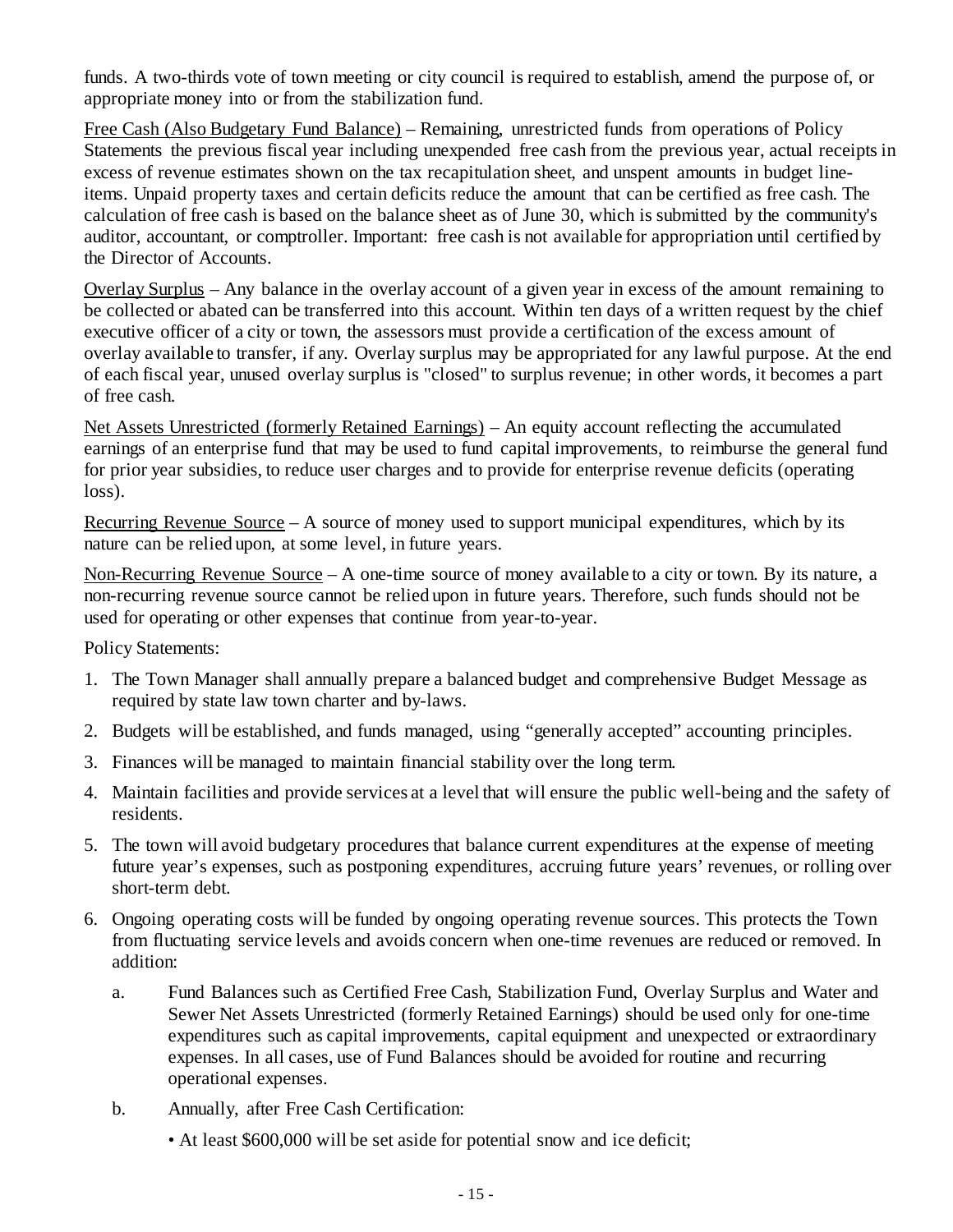funds. A two-thirds vote of town meeting or city council is required to establish, amend the purpose of, or appropriate money into or from the stabilization fund.

<u>Free Cash (Also Budgetary Fund Balance)</u> – Remaining, unrestricted funds from operations of Policy Statements the previous fiscal year including unexpended free cash from the previous year, actual receipts in excess of revenue estimates shown on the tax recapitulation sheet, and unspent amounts in budget line-items. Unpaid property taxes and certain deficits reduce the amount that can be certified as free cash. The calculation of free cash is based on the balance sheet as of June 30, which is submitted by the community's auditor, accountant, or comptroller. Important: free cash is not available for appropriation until certified by the Director of Accounts.

<u>Overlay Surplus</u> – Any balance in the overlay account of a given year in excess of the amount remaining to be collected or abated can be transferred into this account. Within ten days of a written request by the chief executive officer of a city or town, the assessors must provide a certification of the excess amount of overlay available to transfer, if any. Overlay surplus may be appropriated for any lawful purpose. At the end of each fiscal year, unused overlay surplus is "closed" to surplus revenue; in other words, it becomes a part of free cash.

<u>Net Assets Unrestricted (formerly Retained Earnings)</u> – An equity account reflecting the accumulated earnings of an enterprise fund that may be used to fund capital improvements, to reimburse the general fund for prior year subsidies, to reduce user charges and to provide for enterprise revenue deficits (operating loss).

<u>Recurring Revenue Source</u> – A source of money used to support municipal expenditures, which by its nature can be relied upon, at some level, in future years.

<u>Non-Recurring Revenue Source</u> – A one-time source of money available to a city or town. By its nature, a non-recurring revenue source cannot be relied upon in future years. Therefore, such funds should not be used for operating or other expenses that continue from year-to-year.

Policy Statements:

1. The Town Manager shall annually prepare a balanced budget and comprehensive Budget Message as required by state law town charter and by-laws.
2. Budgets will be established, and funds managed, using "generally accepted" accounting principles.
3. Finances will be managed to maintain financial stability over the long term.
4. Maintain facilities and provide services at a level that will ensure the public well-being and the safety of residents.
5. The town will avoid budgetary procedures that balance current expenditures at the expense of meeting future year's expenses, such as postponing expenditures, accruing future years' revenues, or rolling over short-term debt.
6. Ongoing operating costs will be funded by ongoing operating revenue sources. This protects the Town from fluctuating service levels and avoids concern when one-time revenues are reduced or removed. In addition:
   a. Fund Balances such as Certified Free Cash, Stabilization Fund, Overlay Surplus and Water and Sewer Net Assets Unrestricted (formerly Retained Earnings) should be used only for one-time expenditures such as capital improvements, capital equipment and unexpected or extraordinary expenses. In all cases, use of Fund Balances should be avoided for routine and recurring operational expenses.
   b. Annually, after Free Cash Certification:
      - At least $600,000 will be set aside for potential snow and ice deficit;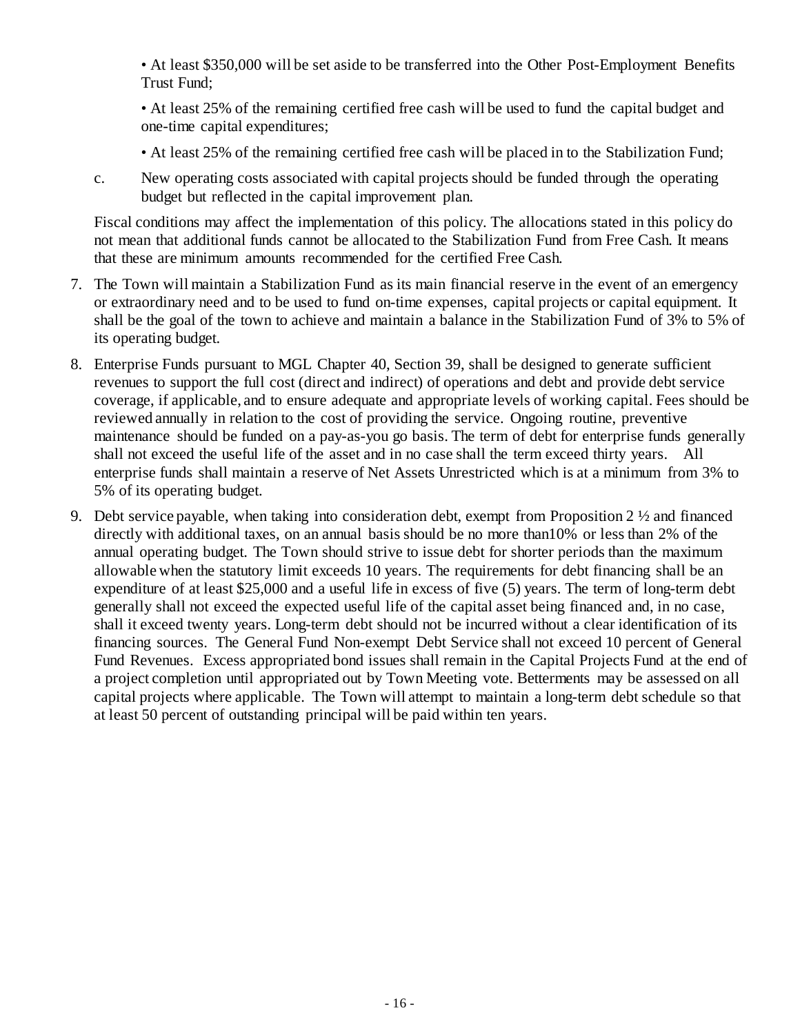- At least $350,000 will be set aside to be transferred into the Other Post-Employment Benefits Trust Fund;
- At least 25% of the remaining certified free cash will be used to fund the capital budget and one-time capital expenditures;
- At least 25% of the remaining certified free cash will be placed in to the Stabilization Fund;

c. New operating costs associated with capital projects should be funded through the operating budget but reflected in the capital improvement plan.

Fiscal conditions may affect the implementation of this policy. The allocations stated in this policy do not mean that additional funds cannot be allocated to the Stabilization Fund from Free Cash. It means that these are minimum amounts recommended for the certified Free Cash.

7. The Town will maintain a Stabilization Fund as its main financial reserve in the event of an emergency or extraordinary need and to be used to fund on-time expenses, capital projects or capital equipment. It shall be the goal of the town to achieve and maintain a balance in the Stabilization Fund of 3% to 5% of its operating budget.

8. Enterprise Funds pursuant to MGL Chapter 40, Section 39, shall be designed to generate sufficient revenues to support the full cost (direct and indirect) of operations and debt and provide debt service coverage, if applicable, and to ensure adequate and appropriate levels of working capital. Fees should be reviewed annually in relation to the cost of providing the service. Ongoing routine, preventive maintenance should be funded on a pay-as-you go basis. The term of debt for enterprise funds generally shall not exceed the useful life of the asset and in no case shall the term exceed thirty years. All enterprise funds shall maintain a reserve of Net Assets Unrestricted which is at a minimum from 3% to 5% of its operating budget.

9. Debt service payable, when taking into consideration debt, exempt from Proposition 2 ½ and financed directly with additional taxes, on an annual basis should be no more than10% or less than 2% of the annual operating budget. The Town should strive to issue debt for shorter periods than the maximum allowable when the statutory limit exceeds 10 years. The requirements for debt financing shall be an expenditure of at least $25,000 and a useful life in excess of five (5) years. The term of long-term debt generally shall not exceed the expected useful life of the capital asset being financed and, in no case, shall it exceed twenty years. Long-term debt should not be incurred without a clear identification of its financing sources. The General Fund Non-exempt Debt Service shall not exceed 10 percent of General Fund Revenues. Excess appropriated bond issues shall remain in the Capital Projects Fund at the end of a project completion until appropriated out by Town Meeting vote. Betterments may be assessed on all capital projects where applicable. The Town will attempt to maintain a long-term debt schedule so that at least 50 percent of outstanding principal will be paid within ten years.